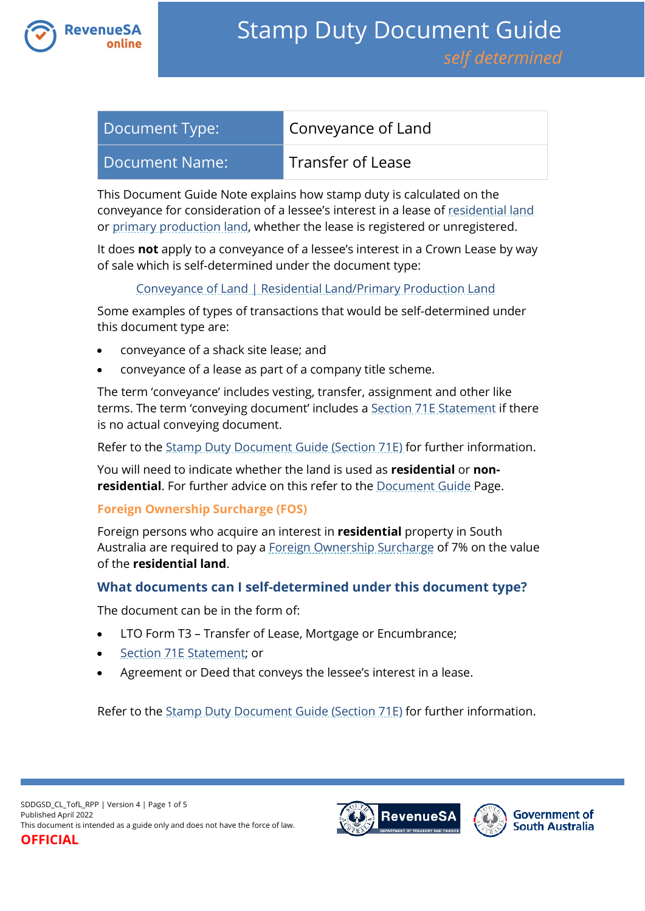# Stamp Duty Document Guide

*self determined*

| Document Type: | Conveyance of Land |
|---|---|
| Document Name: | Transfer of Lease |

This Document Guide Note explains how stamp duty is calculated on the conveyance for consideration of a lessee's interest in a lease of residential land or primary production land, whether the lease is registered or unregistered.

It does **not** apply to a conveyance of a lessee's interest in a Crown Lease by way of sale which is self-determined under the document type:

Conveyance of Land | Residential Land/Primary Production Land

Some examples of types of transactions that would be self-determined under this document type are:

- conveyance of a shack site lease; and
- conveyance of a lease as part of a company title scheme.

The term 'conveyance' includes vesting, transfer, assignment and other like terms. The term 'conveying document' includes a Section 71E Statement if there is no actual conveying document.

Refer to the Stamp Duty Document Guide (Section 71E) for further information.

You will need to indicate whether the land is used as **residential** or **non-residential**. For further advice on this refer to the Document Guide Page.

### Foreign Ownership Surcharge (FOS)

Foreign persons who acquire an interest in **residential** property in South Australia are required to pay a Foreign Ownership Surcharge of 7% on the value of the **residential land**.

## What documents can I self-determined under this document type?

The document can be in the form of:

- LTO Form T3 – Transfer of Lease, Mortgage or Encumbrance;
- Section 71E Statement; or
- Agreement or Deed that conveys the lessee's interest in a lease.

Refer to the Stamp Duty Document Guide (Section 71E) for further information.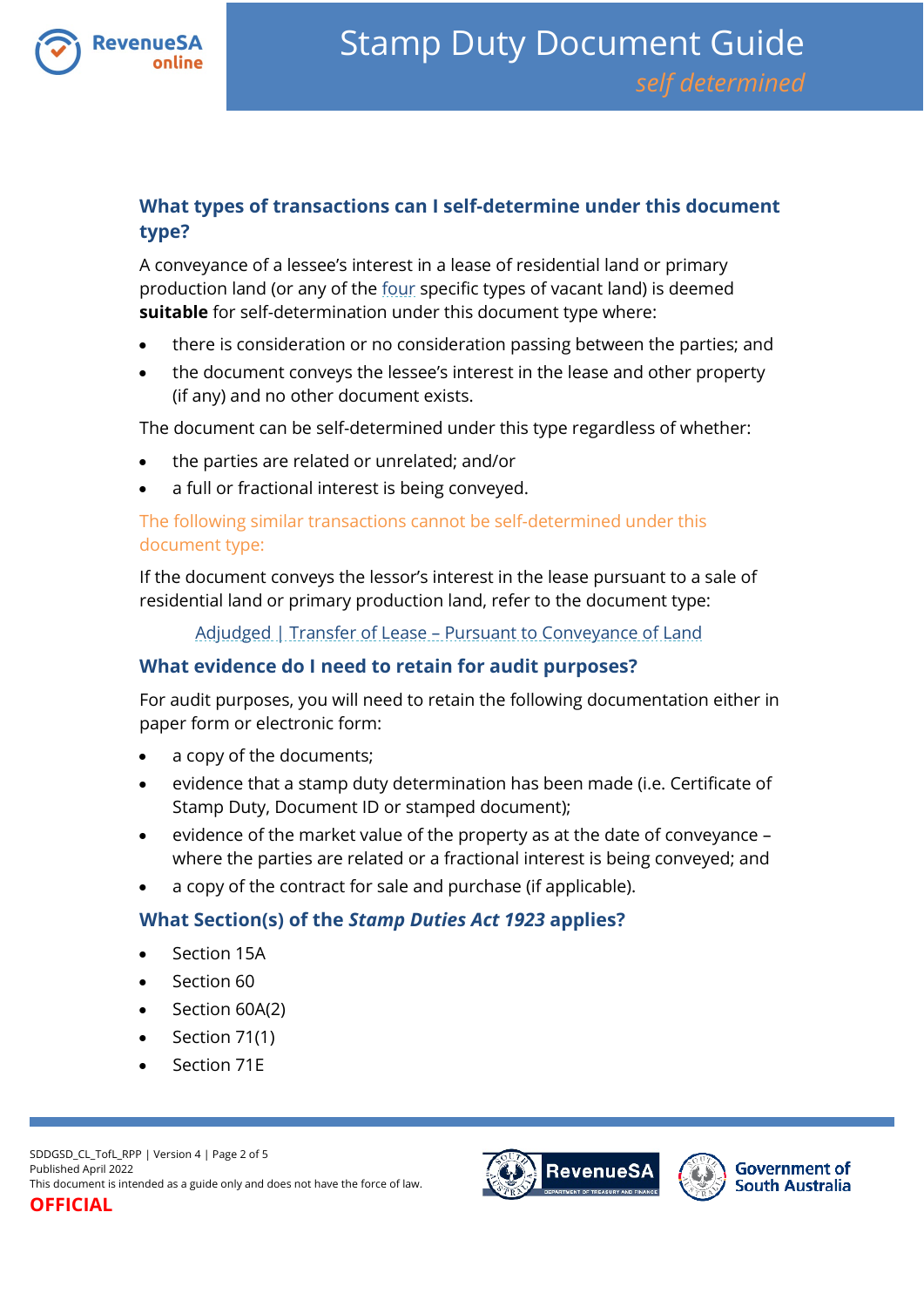## What types of transactions can I self-determine under this document type?

A conveyance of a lessee's interest in a lease of residential land or primary production land (or any of the four specific types of vacant land) is deemed **suitable** for self-determination under this document type where:

- there is consideration or no consideration passing between the parties; and
- the document conveys the lessee's interest in the lease and other property (if any) and no other document exists.

The document can be self-determined under this type regardless of whether:

- the parties are related or unrelated; and/or
- a full or fractional interest is being conveyed.

The following similar transactions cannot be self-determined under this document type:

If the document conveys the lessor's interest in the lease pursuant to a sale of residential land or primary production land, refer to the document type:

Adjudged | Transfer of Lease – Pursuant to Conveyance of Land

## What evidence do I need to retain for audit purposes?

For audit purposes, you will need to retain the following documentation either in paper form or electronic form:

- a copy of the documents;
- evidence that a stamp duty determination has been made (i.e. Certificate of Stamp Duty, Document ID or stamped document);
- evidence of the market value of the property as at the date of conveyance – where the parties are related or a fractional interest is being conveyed; and
- a copy of the contract for sale and purchase (if applicable).

## What Section(s) of the *Stamp Duties Act 1923* applies?

- Section 15A
- Section 60
- Section 60A(2)
- Section 71(1)
- Section 71E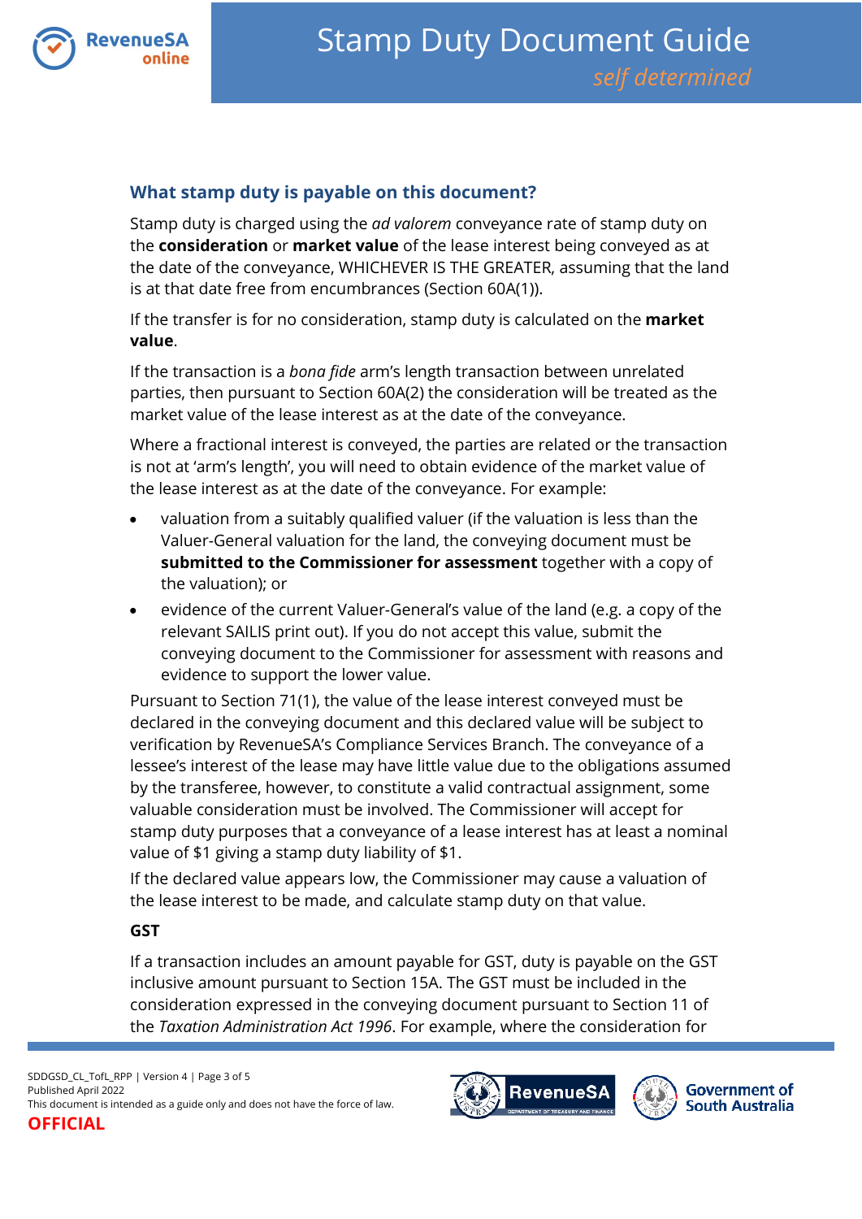## What stamp duty is payable on this document?

Stamp duty is charged using the *ad valorem* conveyance rate of stamp duty on the **consideration** or **market value** of the lease interest being conveyed as at the date of the conveyance, WHICHEVER IS THE GREATER, assuming that the land is at that date free from encumbrances (Section 60A(1)).

If the transfer is for no consideration, stamp duty is calculated on the **market value**.

If the transaction is a *bona fide* arm's length transaction between unrelated parties, then pursuant to Section 60A(2) the consideration will be treated as the market value of the lease interest as at the date of the conveyance.

Where a fractional interest is conveyed, the parties are related or the transaction is not at 'arm's length', you will need to obtain evidence of the market value of the lease interest as at the date of the conveyance. For example:

- valuation from a suitably qualified valuer (if the valuation is less than the Valuer-General valuation for the land, the conveying document must be **submitted to the Commissioner for assessment** together with a copy of the valuation); or
- evidence of the current Valuer-General's value of the land (e.g. a copy of the relevant SAILIS print out). If you do not accept this value, submit the conveying document to the Commissioner for assessment with reasons and evidence to support the lower value.

Pursuant to Section 71(1), the value of the lease interest conveyed must be declared in the conveying document and this declared value will be subject to verification by RevenueSA's Compliance Services Branch. The conveyance of a lessee's interest of the lease may have little value due to the obligations assumed by the transferee, however, to constitute a valid contractual assignment, some valuable consideration must be involved. The Commissioner will accept for stamp duty purposes that a conveyance of a lease interest has at least a nominal value of $1 giving a stamp duty liability of $1.

If the declared value appears low, the Commissioner may cause a valuation of the lease interest to be made, and calculate stamp duty on that value.

**GST**

If a transaction includes an amount payable for GST, duty is payable on the GST inclusive amount pursuant to Section 15A. The GST must be included in the consideration expressed in the conveying document pursuant to Section 11 of the *Taxation Administration Act 1996*. For example, where the consideration for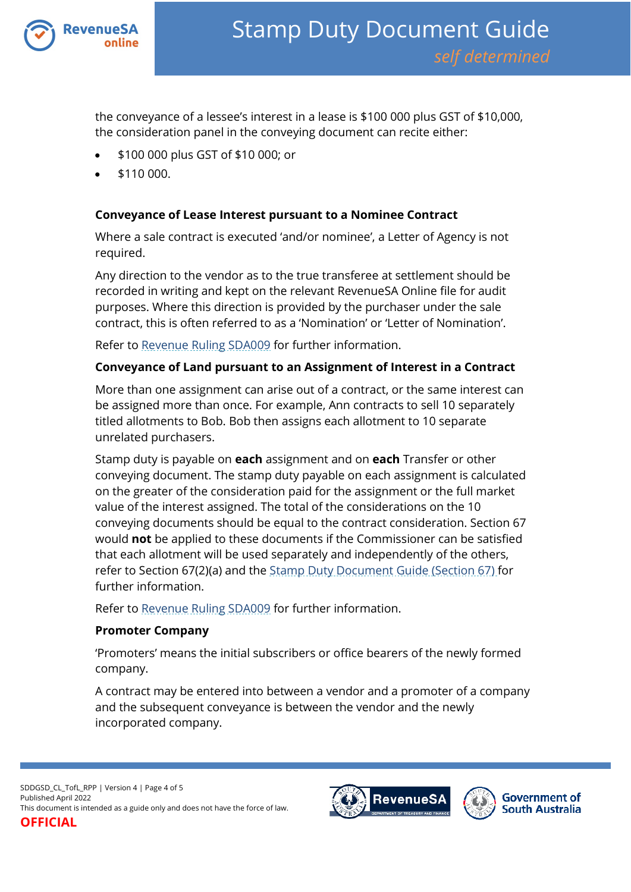the conveyance of a lessee's interest in a lease is $100 000 plus GST of $10,000, the consideration panel in the conveying document can recite either:

- $100 000 plus GST of $10 000; or
- $110 000.

**Conveyance of Lease Interest pursuant to a Nominee Contract**

Where a sale contract is executed 'and/or nominee', a Letter of Agency is not required.

Any direction to the vendor as to the true transferee at settlement should be recorded in writing and kept on the relevant RevenueSA Online file for audit purposes. Where this direction is provided by the purchaser under the sale contract, this is often referred to as a 'Nomination' or 'Letter of Nomination'.

Refer to Revenue Ruling SDA009 for further information.

**Conveyance of Land pursuant to an Assignment of Interest in a Contract**

More than one assignment can arise out of a contract, or the same interest can be assigned more than once. For example, Ann contracts to sell 10 separately titled allotments to Bob. Bob then assigns each allotment to 10 separate unrelated purchasers.

Stamp duty is payable on **each** assignment and on **each** Transfer or other conveying document. The stamp duty payable on each assignment is calculated on the greater of the consideration paid for the assignment or the full market value of the interest assigned. The total of the considerations on the 10 conveying documents should be equal to the contract consideration. Section 67 would **not** be applied to these documents if the Commissioner can be satisfied that each allotment will be used separately and independently of the others, refer to Section 67(2)(a) and the Stamp Duty Document Guide (Section 67) for further information.

Refer to Revenue Ruling SDA009 for further information.

**Promoter Company**

'Promoters' means the initial subscribers or office bearers of the newly formed company.

A contract may be entered into between a vendor and a promoter of a company and the subsequent conveyance is between the vendor and the newly incorporated company.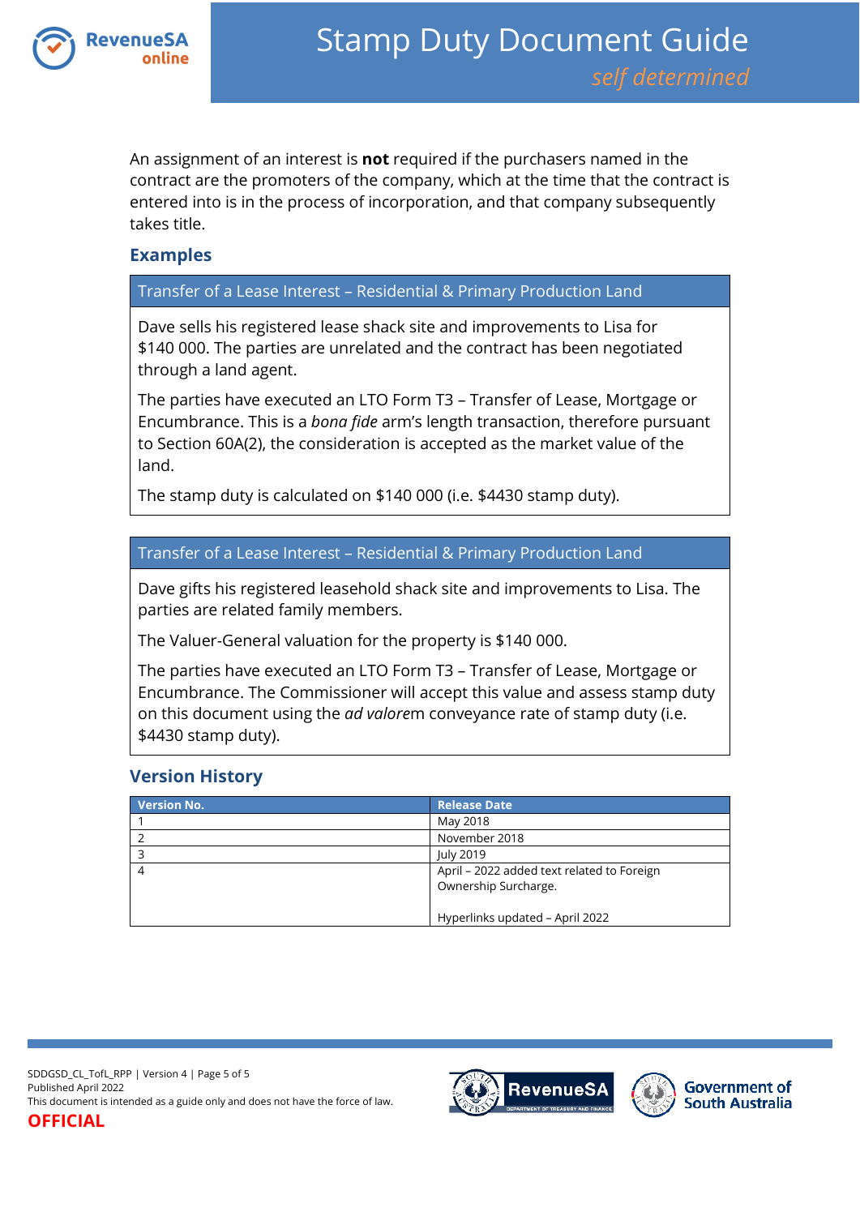An assignment of an interest is **not** required if the purchasers named in the contract are the promoters of the company, which at the time that the contract is entered into is in the process of incorporation, and that company subsequently takes title.

## Examples

| Transfer of a Lease Interest – Residential & Primary Production Land |
|---|
| Dave sells his registered lease shack site and improvements to Lisa for $140 000. The parties are unrelated and the contract has been negotiated through a land agent.<br><br>The parties have executed an LTO Form T3 – Transfer of Lease, Mortgage or Encumbrance. This is a *bona fide* arm's length transaction, therefore pursuant to Section 60A(2), the consideration is accepted as the market value of the land.<br><br>The stamp duty is calculated on $140 000 (i.e. $4430 stamp duty). |

| Transfer of a Lease Interest – Residential & Primary Production Land |
|---|
| Dave gifts his registered leasehold shack site and improvements to Lisa. The parties are related family members.<br><br>The Valuer-General valuation for the property is $140 000.<br><br>The parties have executed an LTO Form T3 – Transfer of Lease, Mortgage or Encumbrance. The Commissioner will accept this value and assess stamp duty on this document using the *ad valorem* conveyance rate of stamp duty (i.e. $4430 stamp duty). |

## Version History

| Version No. | Release Date |
|---|---|
| 1 | May 2018 |
| 2 | November 2018 |
| 3 | July 2019 |
| 4 | April – 2022 added text related to Foreign Ownership Surcharge.<br><br>Hyperlinks updated – April 2022 |

SDDGSD_CL_TofL_RPP | Version 4
Published April 2022
This document is intended as a guide only and does not have the force of law.
**OFFICIAL**